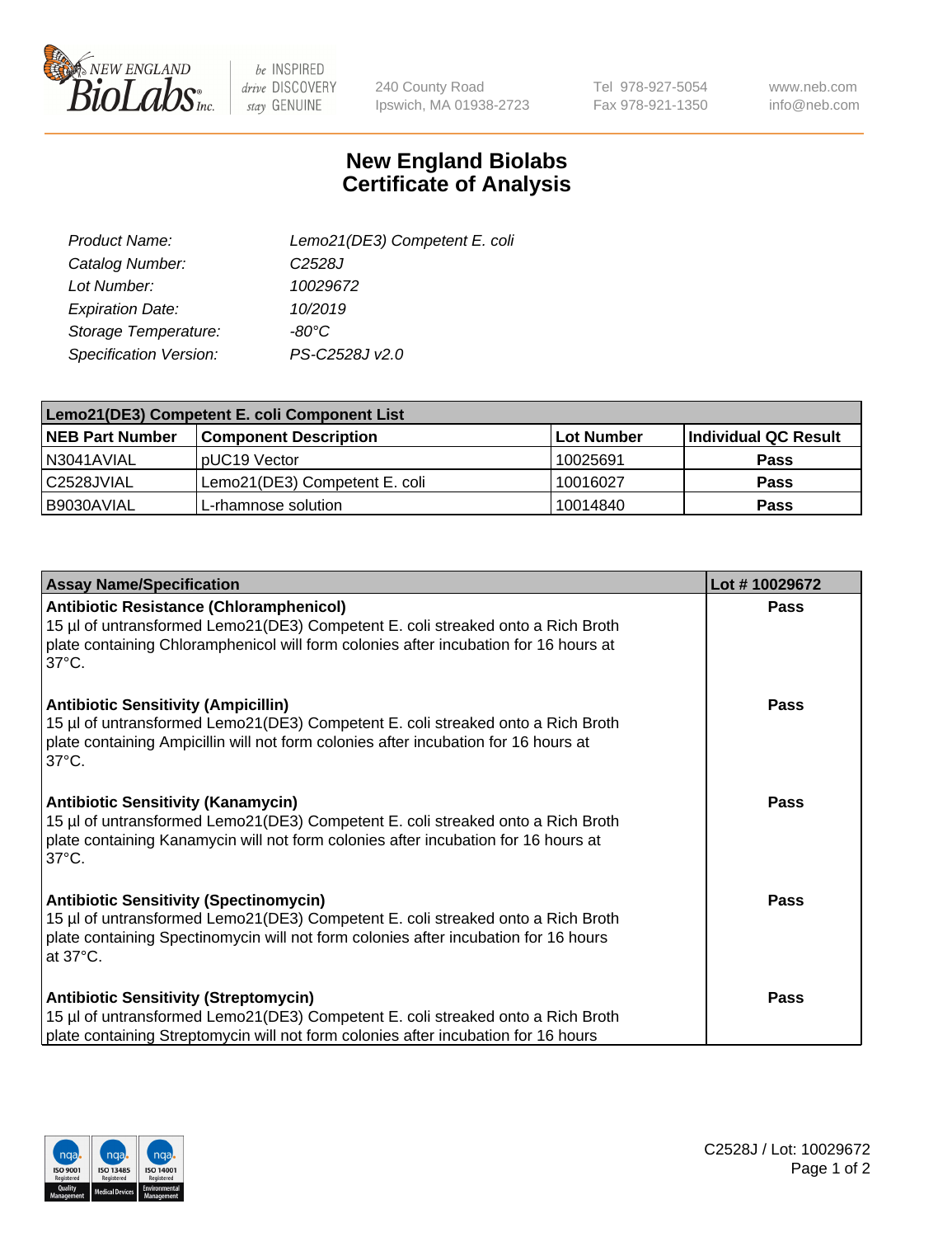240 County Road
Ipswich, MA 01938-2723

Tel 978-927-5054
Fax 978-921-1350

www.neb.com
info@neb.com

# New England Biolabs
# Certificate of Analysis

| | |
|---|---|
| *Product Name:* | *Lemo21(DE3) Competent E. coli* |
| *Catalog Number:* | *C2528J* |
| *Lot Number:* | *10029672* |
| *Expiration Date:* | *10/2019* |
| *Storage Temperature:* | *-80°C* |
| *Specification Version:* | *PS-C2528J v2.0* |

| Lemo21(DE3) Competent E. coli Component List | | | |
|---|---|---|---|
| **NEB Part Number** | **Component Description** | **Lot Number** | **Individual QC Result** |
| N3041AVIAL | pUC19 Vector | 10025691 | **Pass** |
| C2528JVIAL | Lemo21(DE3) Competent E. coli | 10016027 | **Pass** |
| B9030AVIAL | L-rhamnose solution | 10014840 | **Pass** |

| Assay Name/Specification | Lot # 10029672 |
|---|---|
| **Antibiotic Resistance (Chloramphenicol)**<br>15 µl of untransformed Lemo21(DE3) Competent E. coli streaked onto a Rich Broth plate containing Chloramphenicol will form colonies after incubation for 16 hours at 37°C. | **Pass** |
| **Antibiotic Sensitivity (Ampicillin)**<br>15 µl of untransformed Lemo21(DE3) Competent E. coli streaked onto a Rich Broth plate containing Ampicillin will not form colonies after incubation for 16 hours at 37°C. | **Pass** |
| **Antibiotic Sensitivity (Kanamycin)**<br>15 µl of untransformed Lemo21(DE3) Competent E. coli streaked onto a Rich Broth plate containing Kanamycin will not form colonies after incubation for 16 hours at 37°C. | **Pass** |
| **Antibiotic Sensitivity (Spectinomycin)**<br>15 µl of untransformed Lemo21(DE3) Competent E. coli streaked onto a Rich Broth plate containing Spectinomycin will not form colonies after incubation for 16 hours at 37°C. | **Pass** |
| **Antibiotic Sensitivity (Streptomycin)**<br>15 µl of untransformed Lemo21(DE3) Competent E. coli streaked onto a Rich Broth plate containing Streptomycin will not form colonies after incubation for 16 hours | **Pass** |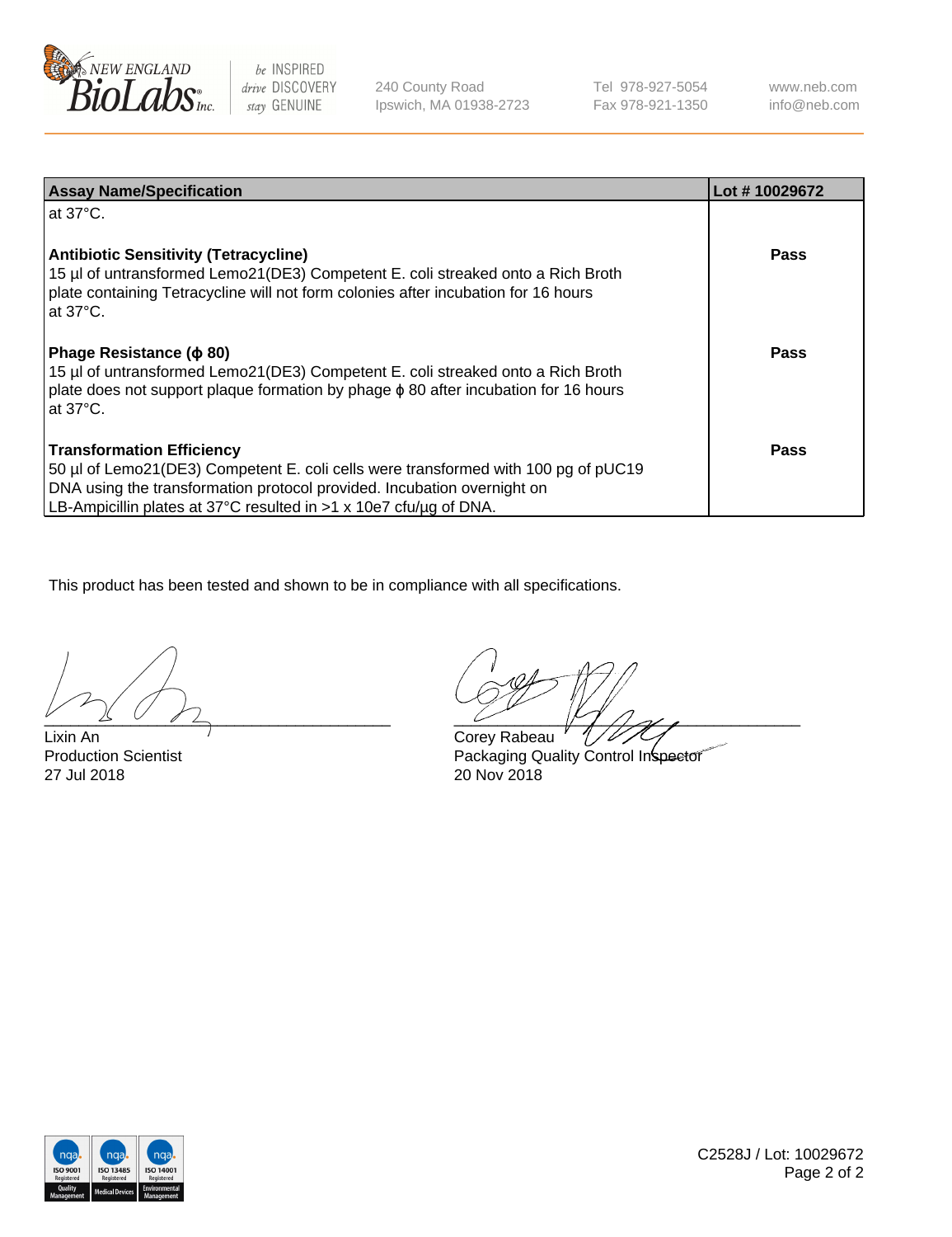| Assay Name/Specification | Lot # 10029672 |
| --- | --- |
| at 37°C. | |
| **Antibiotic Sensitivity (Tetracycline)**<br>15 µl of untransformed Lemo21(DE3) Competent E. coli streaked onto a Rich Broth plate containing Tetracycline will not form colonies after incubation for 16 hours at 37°C. | Pass |
| **Phage Resistance (ϕ 80)**<br>15 µl of untransformed Lemo21(DE3) Competent E. coli streaked onto a Rich Broth plate does not support plaque formation by phage ϕ 80 after incubation for 16 hours at 37°C. | Pass |
| **Transformation Efficiency**<br>50 µl of Lemo21(DE3) Competent E. coli cells were transformed with 100 pg of pUC19 DNA using the transformation protocol provided. Incubation overnight on LB-Ampicillin plates at 37°C resulted in >1 x 10e7 cfu/µg of DNA. | Pass |

This product has been tested and shown to be in compliance with all specifications.

Lixin An
Production Scientist
27 Jul 2018

Corey Rabeau
Packaging Quality Control Inspector
20 Nov 2018

C2528J / Lot: 10029672